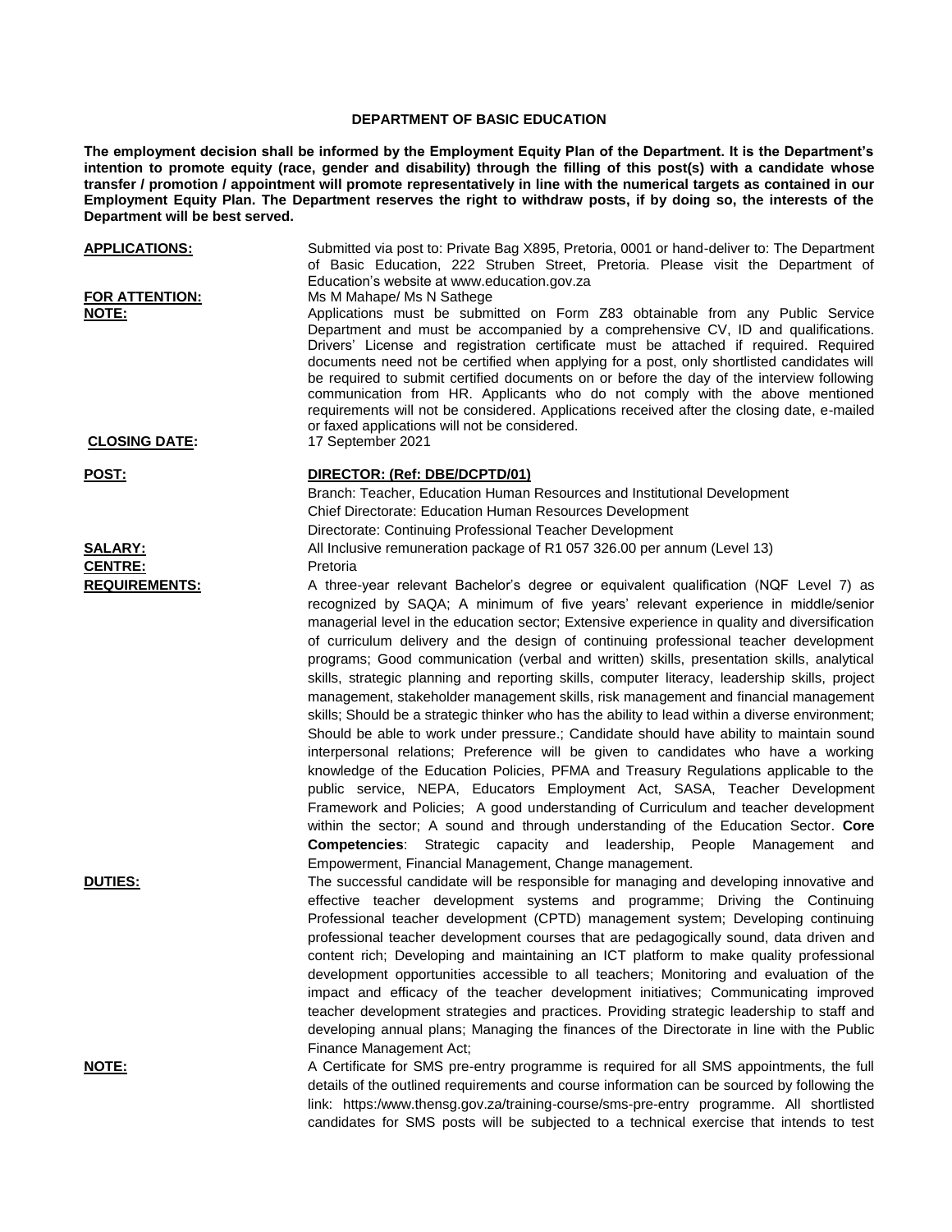**DEPARTMENT OF BASIC EDUCATION**

**The employment decision shall be informed by the Employment Equity Plan of the Department. It is the Department's intention to promote equity (race, gender and disability) through the filling of this post(s) with a candidate whose transfer / promotion / appointment will promote representatively in line with the numerical targets as contained in our Employment Equity Plan. The Department reserves the right to withdraw posts, if by doing so, the interests of the Department will be best served.**

**APPLICATIONS:** Submitted via post to: Private Bag X895, Pretoria, 0001 or hand-deliver to: The Department of Basic Education, 222 Struben Street, Pretoria. Please visit the Department of Education's website at www.education.gov.za

**FOR ATTENTION:** Ms M Mahape/ Ms N Sathege

**NOTE:** Applications must be submitted on Form Z83 obtainable from any Public Service Department and must be accompanied by a comprehensive CV, ID and qualifications. Drivers' License and registration certificate must be attached if required. Required documents need not be certified when applying for a post, only shortlisted candidates will be required to submit certified documents on or before the day of the interview following communication from HR. Applicants who do not comply with the above mentioned requirements will not be considered. Applications received after the closing date, e-mailed or faxed applications will not be considered.

**CLOSING DATE:** 17 September 2021

**POST:** **DIRECTOR: (Ref: DBE/DCPTD/01)**

Branch: Teacher, Education Human Resources and Institutional Development
Chief Directorate: Education Human Resources Development
Directorate: Continuing Professional Teacher Development

**SALARY:** All Inclusive remuneration package of R1 057 326.00 per annum (Level 13)

**CENTRE:** Pretoria

**REQUIREMENTS:** A three-year relevant Bachelor's degree or equivalent qualification (NQF Level 7) as recognized by SAQA; A minimum of five years' relevant experience in middle/senior managerial level in the education sector; Extensive experience in quality and diversification of curriculum delivery and the design of continuing professional teacher development programs; Good communication (verbal and written) skills, presentation skills, analytical skills, strategic planning and reporting skills, computer literacy, leadership skills, project management, stakeholder management skills, risk management and financial management skills; Should be a strategic thinker who has the ability to lead within a diverse environment; Should be able to work under pressure.; Candidate should have ability to maintain sound interpersonal relations; Preference will be given to candidates who have a working knowledge of the Education Policies, PFMA and Treasury Regulations applicable to the public service, NEPA, Educators Employment Act, SASA, Teacher Development Framework and Policies; A good understanding of Curriculum and teacher development within the sector; A sound and through understanding of the Education Sector. **Core Competencies**: Strategic capacity and leadership, People Management and Empowerment, Financial Management, Change management.

**DUTIES:** The successful candidate will be responsible for managing and developing innovative and effective teacher development systems and programme; Driving the Continuing Professional teacher development (CPTD) management system; Developing continuing professional teacher development courses that are pedagogically sound, data driven and content rich; Developing and maintaining an ICT platform to make quality professional development opportunities accessible to all teachers; Monitoring and evaluation of the impact and efficacy of the teacher development initiatives; Communicating improved teacher development strategies and practices. Providing strategic leadership to staff and developing annual plans; Managing the finances of the Directorate in line with the Public Finance Management Act;

**NOTE:** A Certificate for SMS pre-entry programme is required for all SMS appointments, the full details of the outlined requirements and course information can be sourced by following the link: https:/www.thensg.gov.za/training-course/sms-pre-entry programme. All shortlisted candidates for SMS posts will be subjected to a technical exercise that intends to test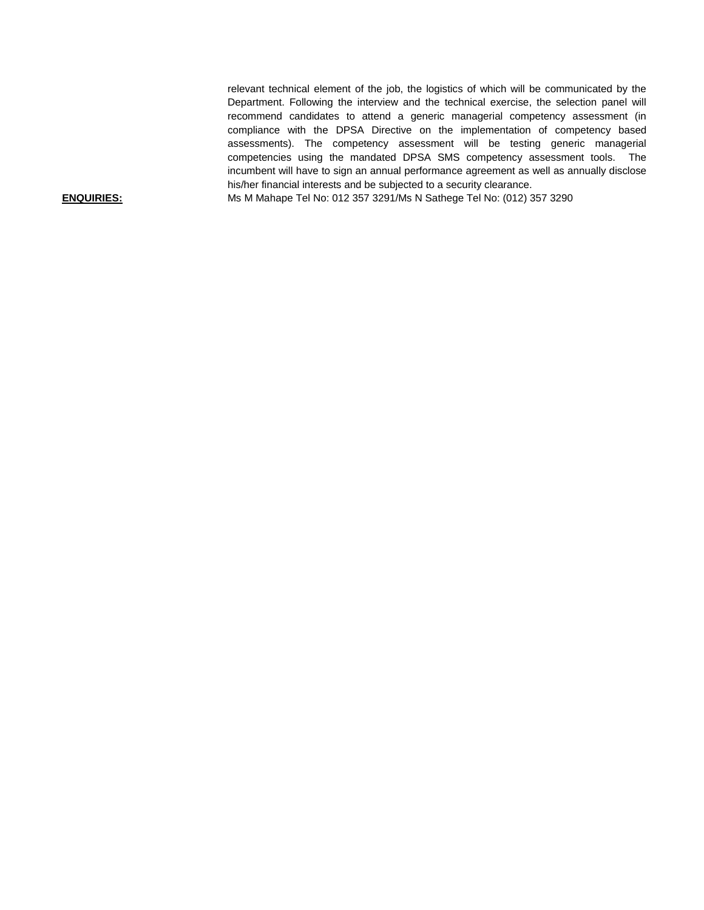relevant technical element of the job, the logistics of which will be communicated by the Department. Following the interview and the technical exercise, the selection panel will recommend candidates to attend a generic managerial competency assessment (in compliance with the DPSA Directive on the implementation of competency based assessments). The competency assessment will be testing generic managerial competencies using the mandated DPSA SMS competency assessment tools. The incumbent will have to sign an annual performance agreement as well as annually disclose his/her financial interests and be subjected to a security clearance.

**ENQUIRIES:** Ms M Mahape Tel No: 012 357 3291/Ms N Sathege Tel No: (012) 357 3290